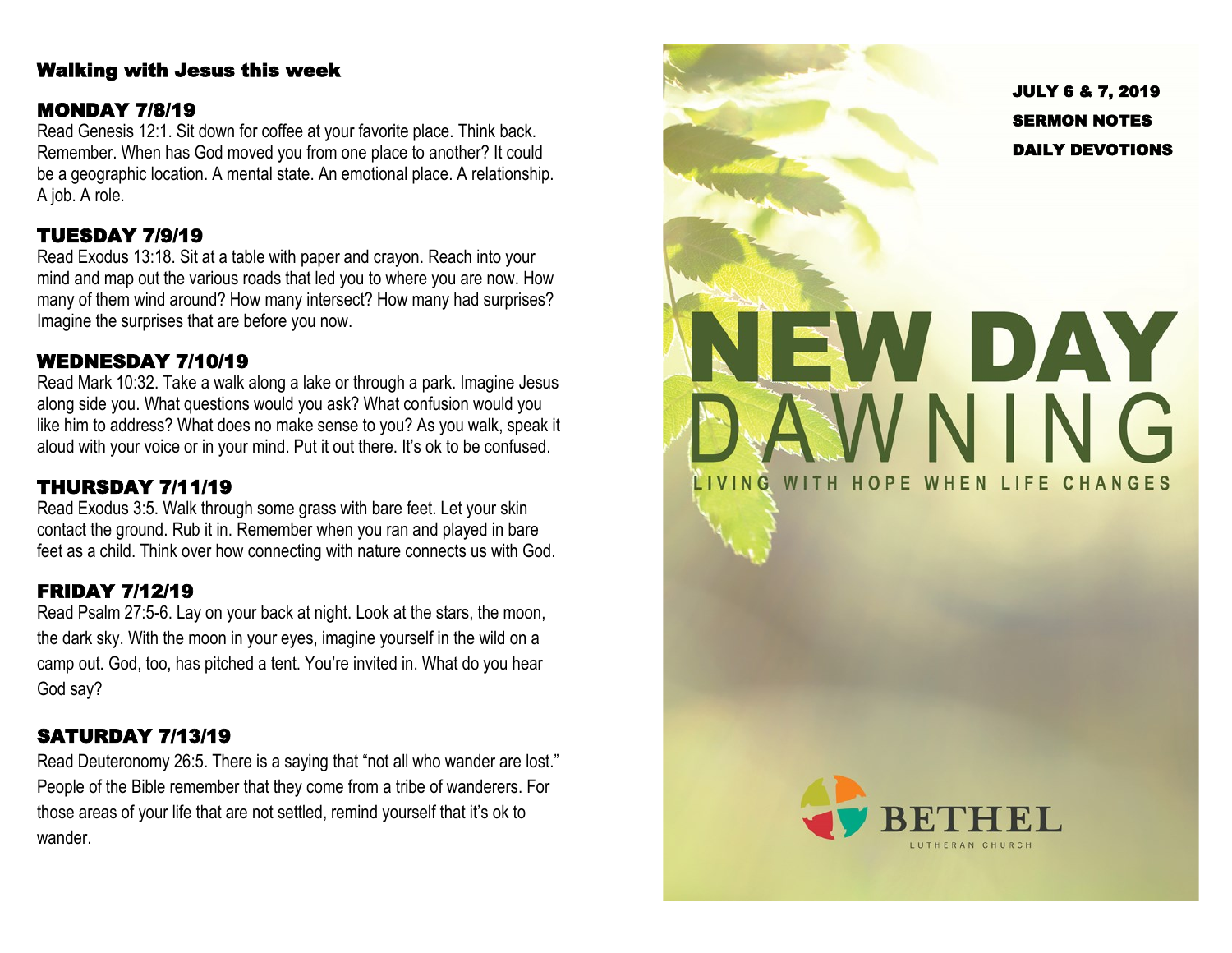## Walking with Jesus this week

### MONDAY 7/8/19

Read Genesis 12:1. Sit down for coffee at your favorite place. Think back. Remember. When has God moved you from one place to another? It could be a geographic location. A mental state. An emotional place. A relationship. A job. A role.

### TUESDAY 7/9/19

Read Exodus 13:18. Sit at a table with paper and crayon. Reach into your mind and map out the various roads that led you to where you are now. How many of them wind around? How many intersect? How many had surprises? Imagine the surprises that are before you now.

### WEDNESDAY 7/10/19

Read Mark 10:32. Take a walk along a lake or through a park. Imagine Jesus along side you. What questions would you ask? What confusion would you like him to address? What does no make sense to you? As you walk, speak it aloud with your voice or in your mind. Put it out there. It's ok to be confused.

### THURSDAY 7/11/19

Read Exodus 3:5. Walk through some grass with bare feet. Let your skin contact the ground. Rub it in. Remember when you ran and played in bare feet as a child. Think over how connecting with nature connects us with God.

### FRIDAY 7/12/19

Read Psalm 27:5-6. Lay on your back at night. Look at the stars, the moon, the dark sky. With the moon in your eyes, imagine yourself in the wild on a camp out. God, too, has pitched a tent. You're invited in. What do you hear God say?

### SATURDAY 7/13/19

Read Deuteronomy 26:5. There is a saying that "not all who wander are lost." People of the Bible remember that they come from a tribe of wanderers. For those areas of your life that are not settled, remind yourself that it's ok to wander.

**JULY 6 & 7, 2019**

**SERMON NOTES**

**DAILY DEVOTIONS**

# NEW DAY DAWNING

LIVING WITH HOPE WHEN LIFE CHANGES

BETHEL
LUTHERAN CHURCH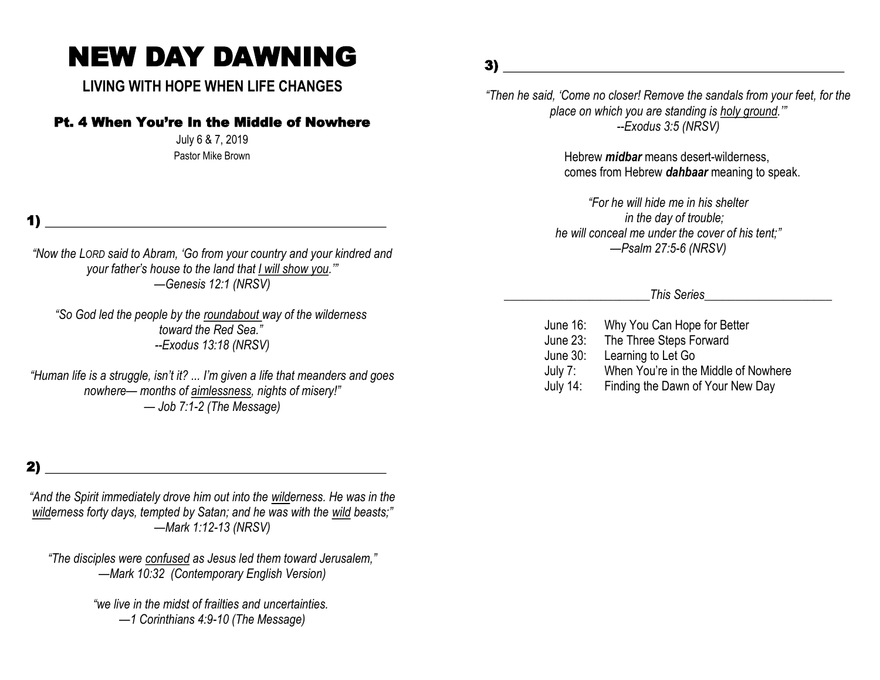# NEW DAY DAWNING

**LIVING WITH HOPE WHEN LIFE CHANGES**

### Pt. 4 When You're In the Middle of Nowhere

July 6 & 7, 2019

Pastor Mike Brown

**1)** ______________________________________________

*"Now the LORD said to Abram, 'Go from your country and your kindred and your father's house to the land that <u>I will show you</u>.'"*
*—Genesis 12:1 (NRSV)*

*"So God led the people by the <u>roundabout</u> way of the wilderness toward the Red Sea."*
*--Exodus 13:18 (NRSV)*

*"Human life is a struggle, isn't it? ... I'm given a life that meanders and goes nowhere— months of <u>aimlessness</u>, nights of misery!"*
*— Job 7:1-2 (The Message)*

**2)** ______________________________________________

*"And the Spirit immediately drove him out into the <u>wild</u>erness. He was in the <u>wild</u>erness forty days, tempted by Satan; and he was with the <u>wild</u> beasts;"*
*—Mark 1:12-13 (NRSV)*

*"The disciples were <u>confused</u> as Jesus led them toward Jerusalem,"*
*—Mark 10:32 (Contemporary English Version)*

*"we live in the midst of frailties and uncertainties.*
*—1 Corinthians 4:9-10 (The Message)*

**3)** ______________________________________________

*"Then he said, 'Come no closer! Remove the sandals from your feet, for the place on which you are standing is <u>holy ground</u>.'"*
*--Exodus 3:5 (NRSV)*

Hebrew ***midbar*** means desert-wilderness,
comes from Hebrew ***dahbaar*** meaning to speak.

*"For he will hide me in his shelter*
*in the day of trouble;*
*he will conceal me under the cover of his tent;"*
*—Psalm 27:5-6 (NRSV)*

____________________*This Series*____________________

| | |
|---|---|
| June 16: | Why You Can Hope for Better |
| June 23: | The Three Steps Forward |
| June 30: | Learning to Let Go |
| July 7: | When You're in the Middle of Nowhere |
| July 14: | Finding the Dawn of Your New Day |